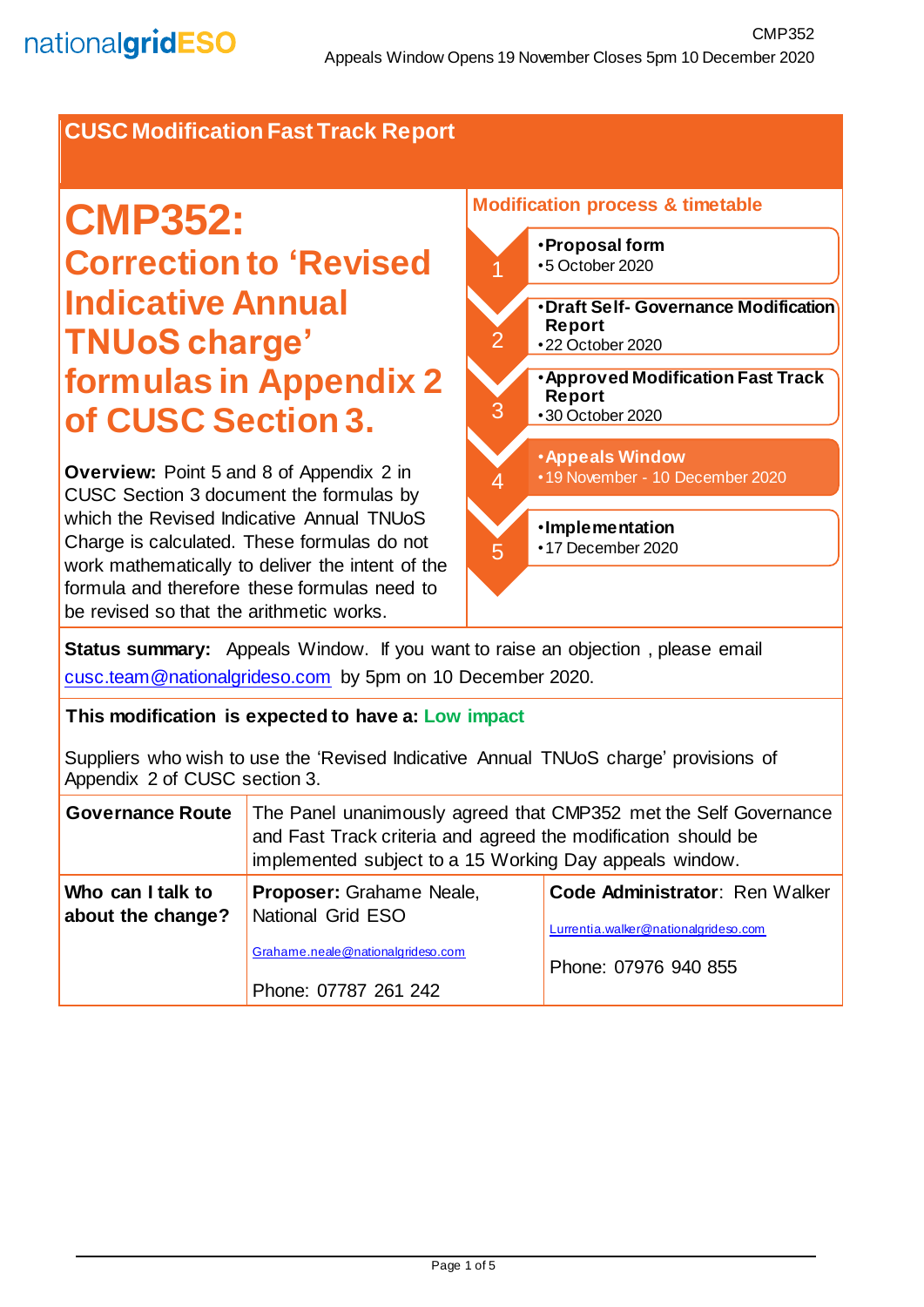CMP352
Appeals Window Opens 19 November Closes 5pm 10 December 2020

## CUSC Modification Fast Track Report

# CMP352: Correction to 'Revised Indicative Annual TNUoS charge' formulas in Appendix 2 of CUSC Section 3.

**Overview:** Point 5 and 8 of Appendix 2 in CUSC Section 3 document the formulas by which the Revised Indicative Annual TNUoS Charge is calculated. These formulas do not work mathematically to deliver the intent of the formula and therefore these formulas need to be revised so that the arithmetic works.

### Modification process & timetable

1. **Proposal form**
   - 5 October 2020
2. **Draft Self- Governance Modification Report**
   - 22 October 2020
3. **Approved Modification Fast Track Report**
   - 30 October 2020
4. **Appeals Window**
   - 19 November - 10 December 2020
5. **Implementation**
   - 17 December 2020

**Status summary:** Appeals Window. If you want to raise an objection , please email cusc.team@nationalgrideso.com by 5pm on 10 December 2020.

**This modification is expected to have a: Low impact**

Suppliers who wish to use the 'Revised Indicative Annual TNUoS charge' provisions of Appendix 2 of CUSC section 3.

| **Governance Route** | The Panel unanimously agreed that CMP352 met the Self Governance and Fast Track criteria and agreed the modification should be implemented subject to a 15 Working Day appeals window. | |
|---|---|---|
| **Who can I talk to about the change?** | **Proposer:** Grahame Neale, National Grid ESO<br><br>Grahame.neale@nationalgrideso.com<br><br>Phone: 07787 261 242 | **Code Administrator**: Ren Walker<br><br>Lurrentia.walker@nationalgrideso.com<br><br>Phone: 07976 940 855 |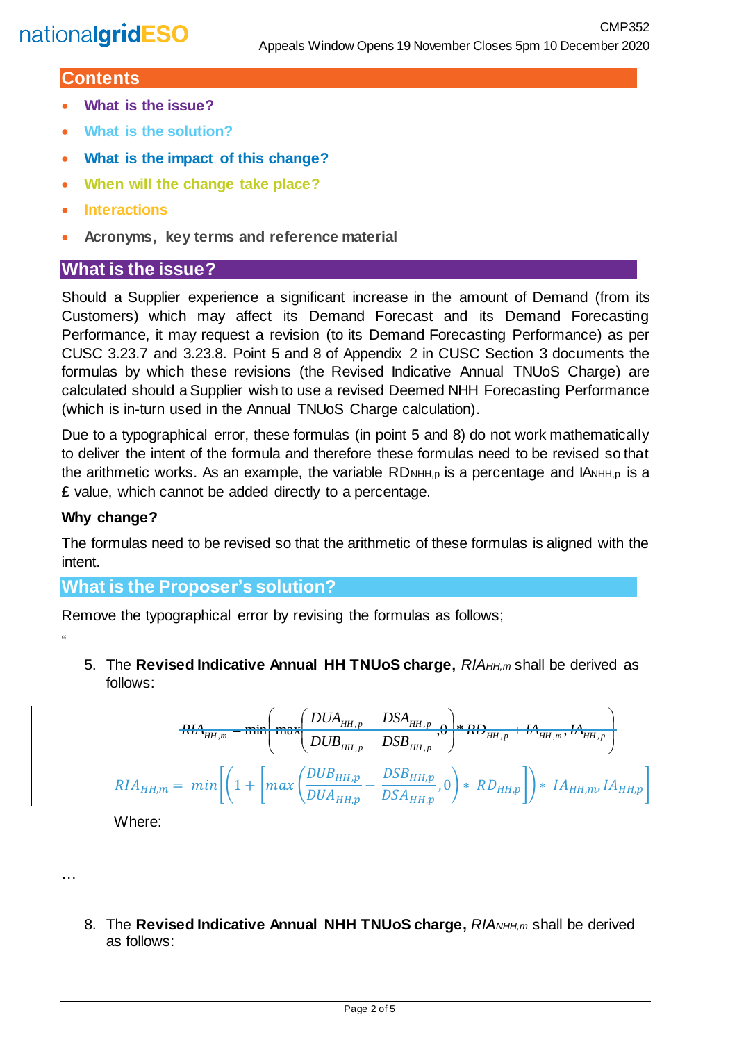## Contents

- What is the issue?
- What is the solution?
- What is the impact of this change?
- When will the change take place?
- Interactions
- Acronyms, key terms and reference material

## What is the issue?

Should a Supplier experience a significant increase in the amount of Demand (from its Customers) which may affect its Demand Forecast and its Demand Forecasting Performance, it may request a revision (to its Demand Forecasting Performance) as per CUSC 3.23.7 and 3.23.8. Point 5 and 8 of Appendix 2 in CUSC Section 3 documents the formulas by which these revisions (the Revised Indicative Annual TNUoS Charge) are calculated should a Supplier wish to use a revised Deemed NHH Forecasting Performance (which is in-turn used in the Annual TNUoS Charge calculation).

Due to a typographical error, these formulas (in point 5 and 8) do not work mathematically to deliver the intent of the formula and therefore these formulas need to be revised so that the arithmetic works. As an example, the variable $RD_{NHH,p}$ is a percentage and $IA_{NHH,p}$ is a £ value, which cannot be added directly to a percentage.

### Why change?

The formulas need to be revised so that the arithmetic of these formulas is aligned with the intent.

## What is the Proposer's solution?

Remove the typographical error by revising the formulas as follows;

"

5. The **Revised Indicative Annual HH TNUoS charge,** $RIA_{HH,m}$ shall be derived as follows:

~~$$RIA_{HH,m} = \min\left(\max\left(\frac{DUA_{HH,p}}{DUB_{HH,p}} - \frac{DSA_{HH,p}}{DSB_{HH,p}}, 0\right) * RD_{HH,p} + IA_{HH,m}, IA_{HH,p}\right)$$~~

$$RIA_{HH,m} = min\left[\left(1 + \left[max\left(\frac{DUB_{HH,p}}{DUA_{HH,p}} - \frac{DSB_{HH,p}}{DSA_{HH,p}}, 0\right) * RD_{HH,p}\right]\right) * IA_{HH,m}, IA_{HH,p}\right]$$

Where:

…

8. The **Revised Indicative Annual NHH TNUoS charge,** $RIA_{NHH,m}$ shall be derived as follows: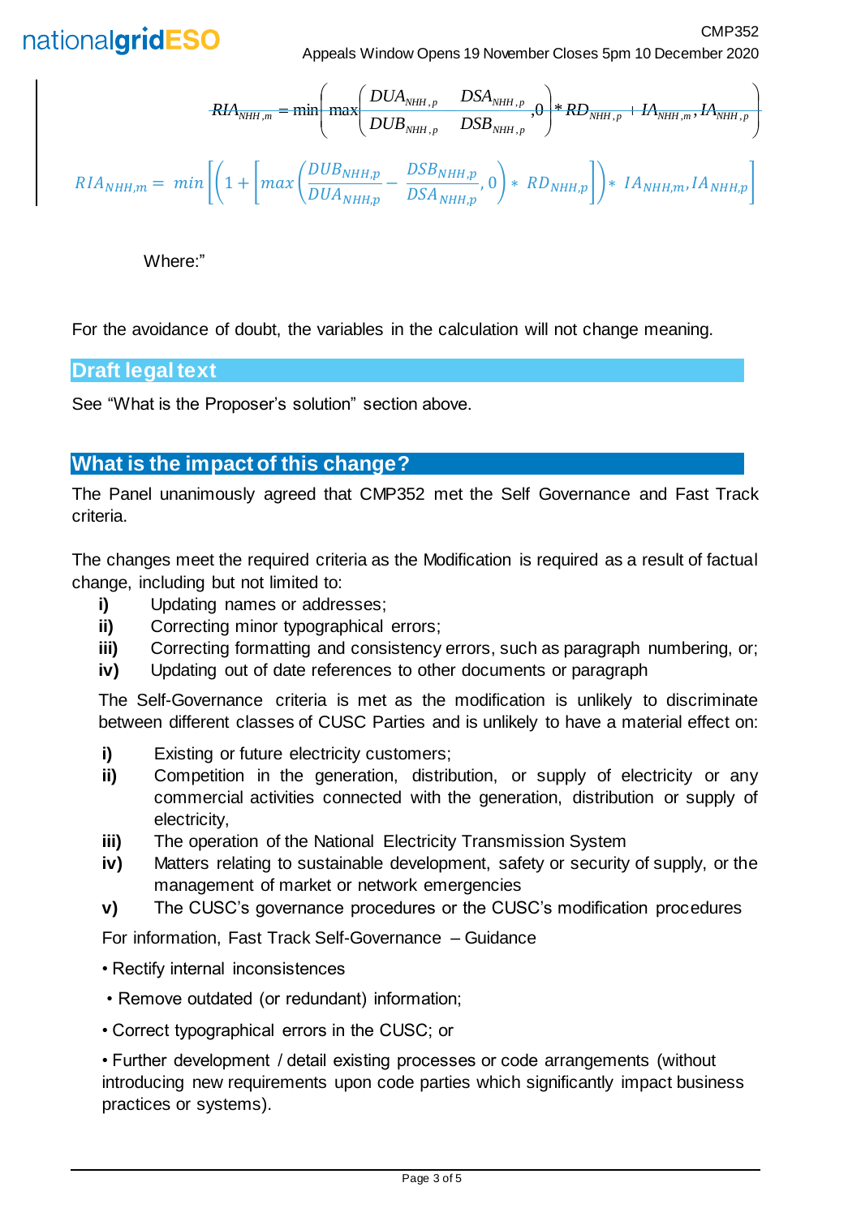$$\sout{RIA_{NHH,m} = \min\left(\max\left(\frac{DUA_{NHH,p}}{DUB_{NHH,p}} - \frac{DSA_{NHH,p}}{DSB_{NHH,p}}, 0\right) * RD_{NHH,p} + IA_{NHH,m}, IA_{NHH,p}\right)}$$

$$RIA_{NHH,m} = \min\left[\left(1 + \left[\max\left(\frac{DUB_{NHH,p}}{DUA_{NHH,p}} - \frac{DSB_{NHH,p}}{DSA_{NHH,p}}, 0\right) * RD_{NHH,p}\right]\right) * IA_{NHH,m}, IA_{NHH,p}\right]$$

Where:"

For the avoidance of doubt, the variables in the calculation will not change meaning.

## Draft legal text

See "What is the Proposer's solution" section above.

## What is the impact of this change?

The Panel unanimously agreed that CMP352 met the Self Governance and Fast Track criteria.

The changes meet the required criteria as the Modification is required as a result of factual change, including but not limited to:

- **i)** Updating names or addresses;
- **ii)** Correcting minor typographical errors;
- **iii)** Correcting formatting and consistency errors, such as paragraph numbering, or;
- **iv)** Updating out of date references to other documents or paragraph

The Self-Governance criteria is met as the modification is unlikely to discriminate between different classes of CUSC Parties and is unlikely to have a material effect on:

- **i)** Existing or future electricity customers;
- **ii)** Competition in the generation, distribution, or supply of electricity or any commercial activities connected with the generation, distribution or supply of electricity,
- **iii)** The operation of the National Electricity Transmission System
- **iv)** Matters relating to sustainable development, safety or security of supply, or the management of market or network emergencies
- **v)** The CUSC's governance procedures or the CUSC's modification procedures

For information, Fast Track Self-Governance – Guidance

- Rectify internal inconsistences
- Remove outdated (or redundant) information;
- Correct typographical errors in the CUSC; or
- Further development / detail existing processes or code arrangements (without introducing new requirements upon code parties which significantly impact business practices or systems).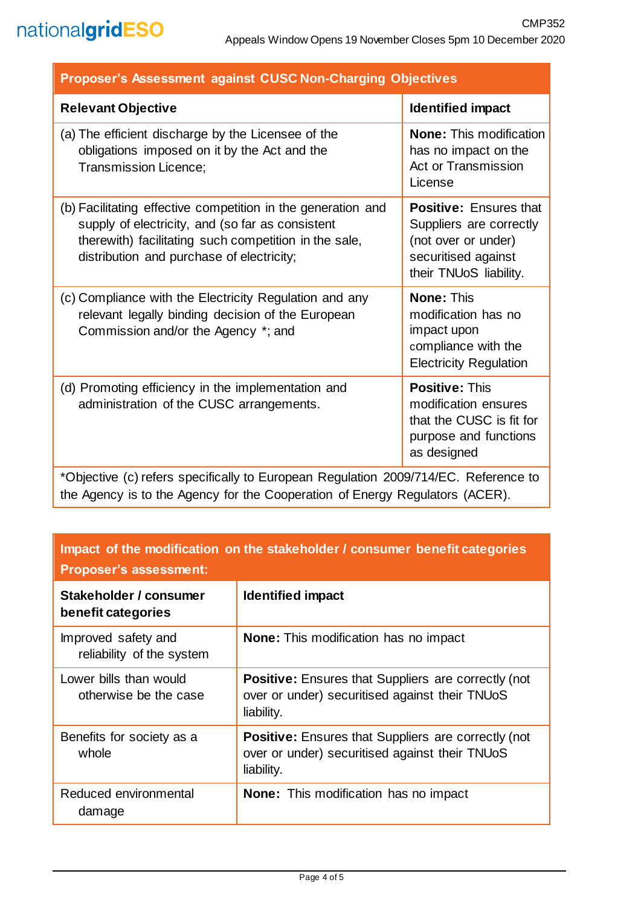| Proposer's Assessment against CUSC Non-Charging Objectives | |
|---|---|
| **Relevant Objective** | **Identified impact** |
| (a) The efficient discharge by the Licensee of the obligations imposed on it by the Act and the Transmission Licence; | **None:** This modification has no impact on the Act or Transmission License |
| (b) Facilitating effective competition in the generation and supply of electricity, and (so far as consistent therewith) facilitating such competition in the sale, distribution and purchase of electricity; | **Positive:** Ensures that Suppliers are correctly (not over or under) securitised against their TNUoS liability. |
| (c) Compliance with the Electricity Regulation and any relevant legally binding decision of the European Commission and/or the Agency *; and | **None:** This modification has no impact upon compliance with the Electricity Regulation |
| (d) Promoting efficiency in the implementation and administration of the CUSC arrangements. | **Positive:** This modification ensures that the CUSC is fit for purpose and functions as designed |
| *Objective (c) refers specifically to European Regulation 2009/714/EC. Reference to the Agency is to the Agency for the Cooperation of Energy Regulators (ACER). | |

| Impact of the modification on the stakeholder / consumer benefit categories Proposer's assessment: | |
|---|---|
| **Stakeholder / consumer benefit categories** | **Identified impact** |
| Improved safety and reliability of the system | **None:** This modification has no impact |
| Lower bills than would otherwise be the case | **Positive:** Ensures that Suppliers are correctly (not over or under) securitised against their TNUoS liability. |
| Benefits for society as a whole | **Positive:** Ensures that Suppliers are correctly (not over or under) securitised against their TNUoS liability. |
| Reduced environmental damage | **None:** This modification has no impact |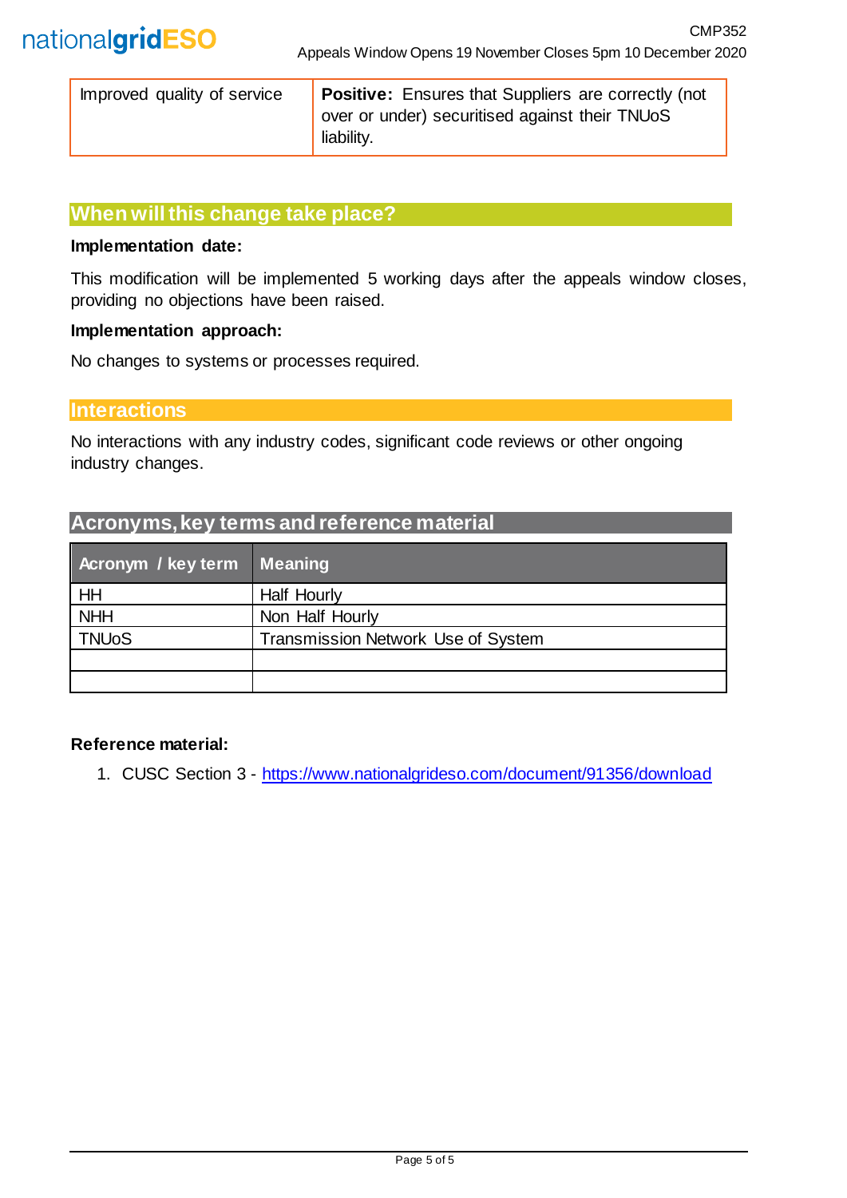| | |
|---|---|
| Improved quality of service | **Positive:** Ensures that Suppliers are correctly (not over or under) securitised against their TNUoS liability. |

## When will this change take place?

**Implementation date:**

This modification will be implemented 5 working days after the appeals window closes, providing no objections have been raised.

**Implementation approach:**

No changes to systems or processes required.

## Interactions

No interactions with any industry codes, significant code reviews or other ongoing industry changes.

## Acronyms, key terms and reference material

| Acronym / key term | Meaning |
|---|---|
| HH | Half Hourly |
| NHH | Non Half Hourly |
| TNUoS | Transmission Network Use of System |
| | |
| | |

**Reference material:**

1. CUSC Section 3 - https://www.nationalgrideso.com/document/91356/download